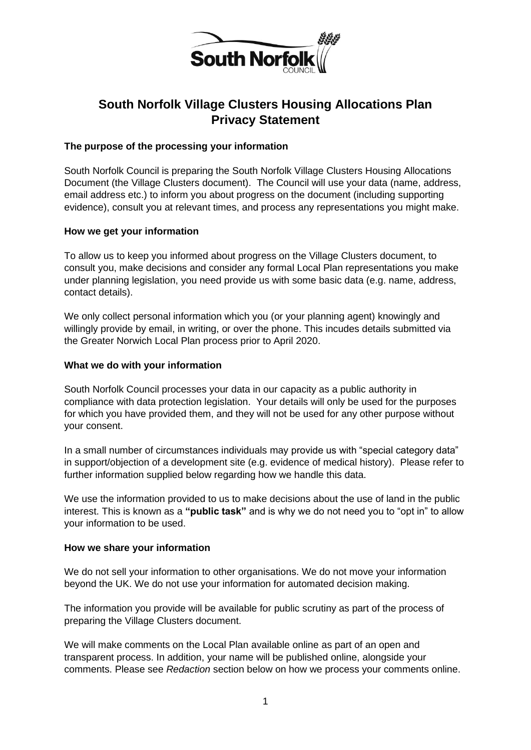# South Norfolk Village Clusters Housing Allocations Plan Privacy Statement

### The purpose of the processing your information

South Norfolk Council is preparing the South Norfolk Village Clusters Housing Allocations Document (the Village Clusters document). The Council will use your data (name, address, email address etc.) to inform you about progress on the document (including supporting evidence), consult you at relevant times, and process any representations you might make.

### How we get your information

To allow us to keep you informed about progress on the Village Clusters document, to consult you, make decisions and consider any formal Local Plan representations you make under planning legislation, you need provide us with some basic data (e.g. name, address, contact details).

We only collect personal information which you (or your planning agent) knowingly and willingly provide by email, in writing, or over the phone. This incudes details submitted via the Greater Norwich Local Plan process prior to April 2020.

### What we do with your information

South Norfolk Council processes your data in our capacity as a public authority in compliance with data protection legislation. Your details will only be used for the purposes for which you have provided them, and they will not be used for any other purpose without your consent.

In a small number of circumstances individuals may provide us with "special category data" in support/objection of a development site (e.g. evidence of medical history). Please refer to further information supplied below regarding how we handle this data.

We use the information provided to us to make decisions about the use of land in the public interest. This is known as a **"public task"** and is why we do not need you to "opt in" to allow your information to be used.

### How we share your information

We do not sell your information to other organisations. We do not move your information beyond the UK. We do not use your information for automated decision making.

The information you provide will be available for public scrutiny as part of the process of preparing the Village Clusters document.

We will make comments on the Local Plan available online as part of an open and transparent process. In addition, your name will be published online, alongside your comments. Please see *Redaction* section below on how we process your comments online.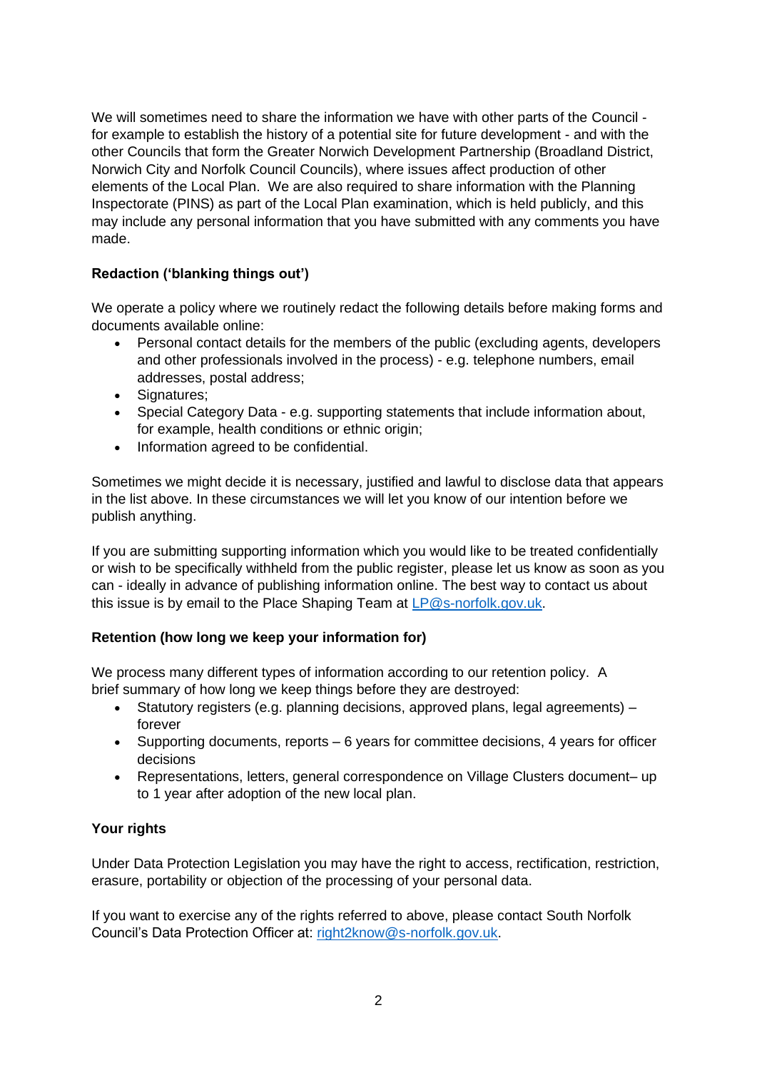We will sometimes need to share the information we have with other parts of the Council - for example to establish the history of a potential site for future development - and with the other Councils that form the Greater Norwich Development Partnership (Broadland District, Norwich City and Norfolk Council Councils), where issues affect production of other elements of the Local Plan. We are also required to share information with the Planning Inspectorate (PINS) as part of the Local Plan examination, which is held publicly, and this may include any personal information that you have submitted with any comments you have made.

**Redaction ('blanking things out')**

We operate a policy where we routinely redact the following details before making forms and documents available online:

- Personal contact details for the members of the public (excluding agents, developers and other professionals involved in the process) - e.g. telephone numbers, email addresses, postal address;
- Signatures;
- Special Category Data - e.g. supporting statements that include information about, for example, health conditions or ethnic origin;
- Information agreed to be confidential.

Sometimes we might decide it is necessary, justified and lawful to disclose data that appears in the list above. In these circumstances we will let you know of our intention before we publish anything.

If you are submitting supporting information which you would like to be treated confidentially or wish to be specifically withheld from the public register, please let us know as soon as you can - ideally in advance of publishing information online. The best way to contact us about this issue is by email to the Place Shaping Team at LP@s-norfolk.gov.uk.

**Retention (how long we keep your information for)**

We process many different types of information according to our retention policy. A brief summary of how long we keep things before they are destroyed:

- Statutory registers (e.g. planning decisions, approved plans, legal agreements) – forever
- Supporting documents, reports – 6 years for committee decisions, 4 years for officer decisions
- Representations, letters, general correspondence on Village Clusters document– up to 1 year after adoption of the new local plan.

**Your rights**

Under Data Protection Legislation you may have the right to access, rectification, restriction, erasure, portability or objection of the processing of your personal data.

If you want to exercise any of the rights referred to above, please contact South Norfolk Council's Data Protection Officer at: right2know@s-norfolk.gov.uk.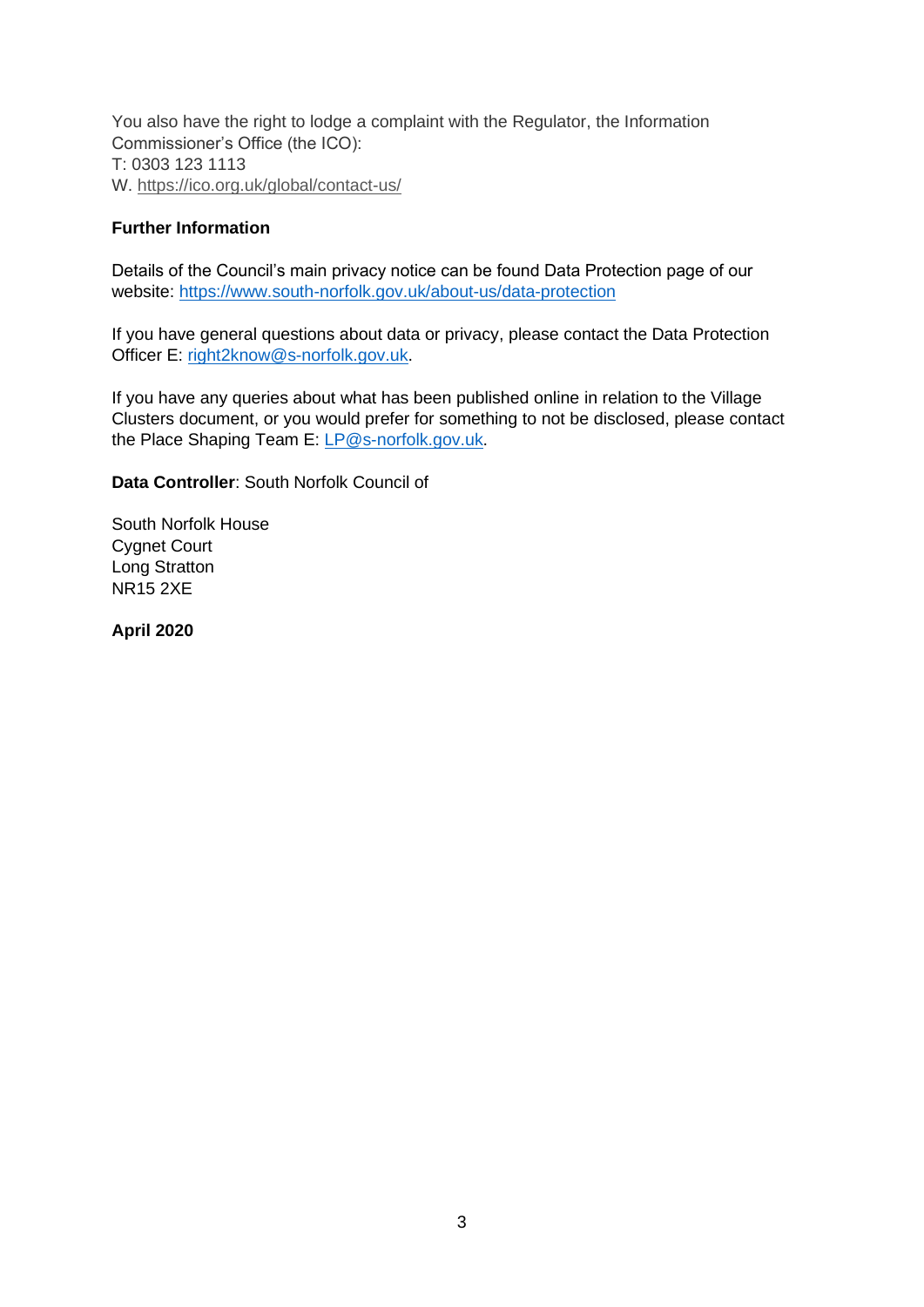You also have the right to lodge a complaint with the Regulator, the Information Commissioner's Office (the ICO):
T: 0303 123 1113
W. https://ico.org.uk/global/contact-us/

**Further Information**

Details of the Council's main privacy notice can be found Data Protection page of our website: https://www.south-norfolk.gov.uk/about-us/data-protection

If you have general questions about data or privacy, please contact the Data Protection Officer E: right2know@s-norfolk.gov.uk.

If you have any queries about what has been published online in relation to the Village Clusters document, or you would prefer for something to not be disclosed, please contact the Place Shaping Team E: LP@s-norfolk.gov.uk.

**Data Controller**: South Norfolk Council of

South Norfolk House
Cygnet Court
Long Stratton
NR15 2XE

**April 2020**